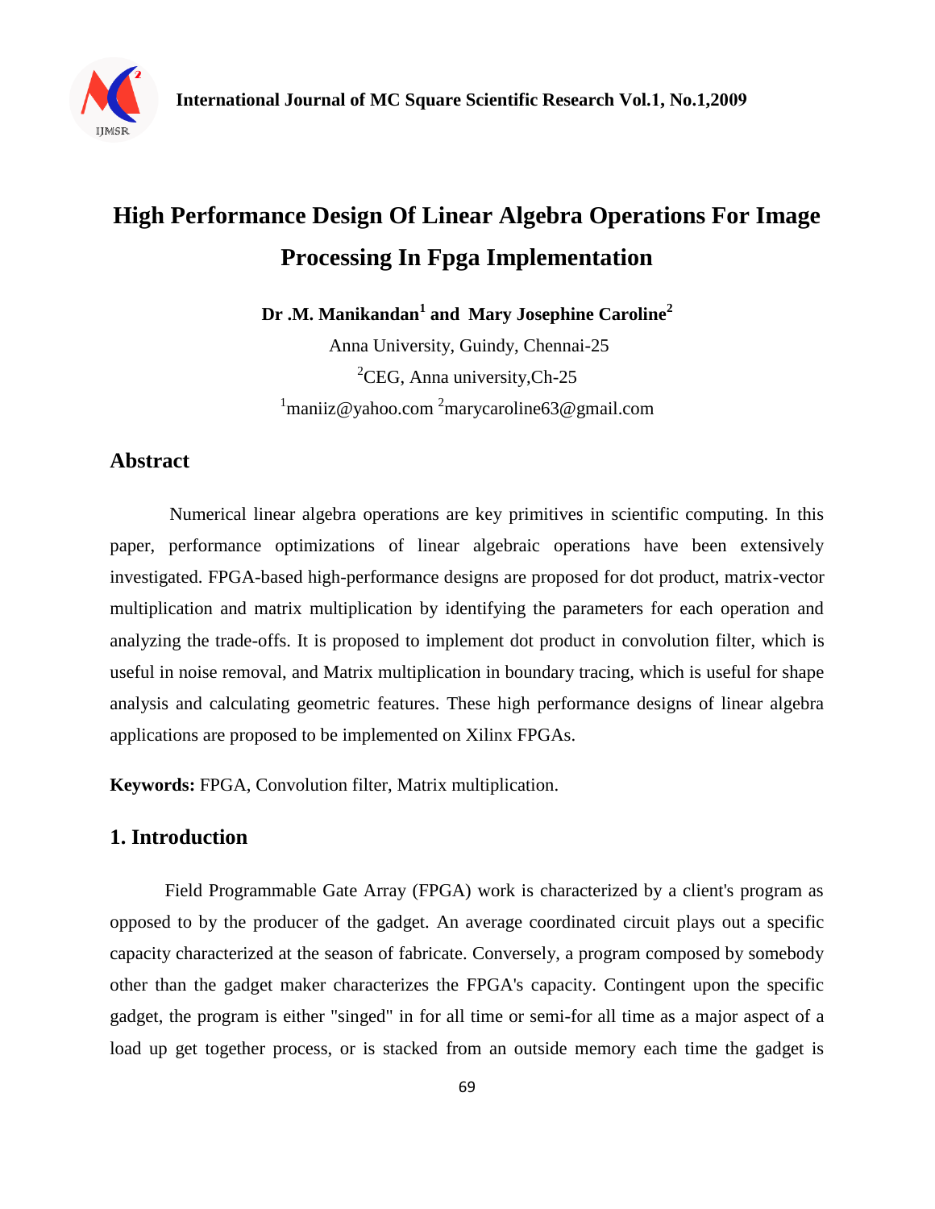# High Performance Design Of Linear Algebra Operations For Image Processing In Fpga Implementation

**Dr .M. Manikandan[1] and Mary Josephine Caroline[2]**

Anna University, Guindy, Chennai-25

[2]CEG, Anna university,Ch-25

[1]maniiz@yahoo.com [2]marycaroline63@gmail.com

## Abstract

Numerical linear algebra operations are key primitives in scientific computing. In this paper, performance optimizations of linear algebraic operations have been extensively investigated. FPGA-based high-performance designs are proposed for dot product, matrix-vector multiplication and matrix multiplication by identifying the parameters for each operation and analyzing the trade-offs. It is proposed to implement dot product in convolution filter, which is useful in noise removal, and Matrix multiplication in boundary tracing, which is useful for shape analysis and calculating geometric features. These high performance designs of linear algebra applications are proposed to be implemented on Xilinx FPGAs.

**Keywords:** FPGA, Convolution filter, Matrix multiplication.

## 1. Introduction

Field Programmable Gate Array (FPGA) work is characterized by a client's program as opposed to by the producer of the gadget. An average coordinated circuit plays out a specific capacity characterized at the season of fabricate. Conversely, a program composed by somebody other than the gadget maker characterizes the FPGA's capacity. Contingent upon the specific gadget, the program is either "singed" in for all time or semi-for all time as a major aspect of a load up get together process, or is stacked from an outside memory each time the gadget is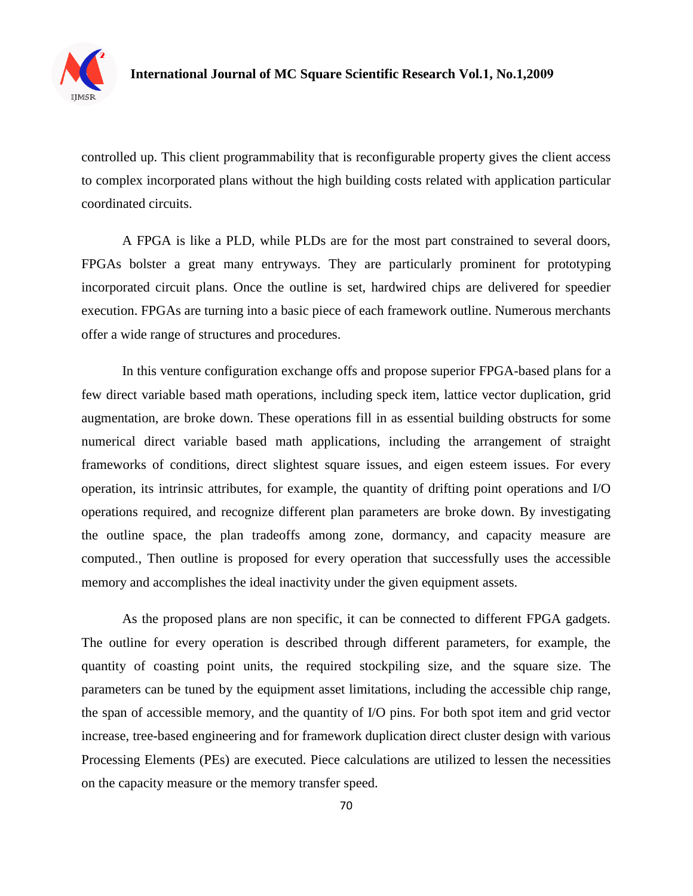controlled up. This client programmability that is reconfigurable property gives the client access to complex incorporated plans without the high building costs related with application particular coordinated circuits.

A FPGA is like a PLD, while PLDs are for the most part constrained to several doors, FPGAs bolster a great many entryways. They are particularly prominent for prototyping incorporated circuit plans. Once the outline is set, hardwired chips are delivered for speedier execution. FPGAs are turning into a basic piece of each framework outline. Numerous merchants offer a wide range of structures and procedures.

In this venture configuration exchange offs and propose superior FPGA-based plans for a few direct variable based math operations, including speck item, lattice vector duplication, grid augmentation, are broke down. These operations fill in as essential building obstructs for some numerical direct variable based math applications, including the arrangement of straight frameworks of conditions, direct slightest square issues, and eigen esteem issues. For every operation, its intrinsic attributes, for example, the quantity of drifting point operations and I/O operations required, and recognize different plan parameters are broke down. By investigating the outline space, the plan tradeoffs among zone, dormancy, and capacity measure are computed., Then outline is proposed for every operation that successfully uses the accessible memory and accomplishes the ideal inactivity under the given equipment assets.

As the proposed plans are non specific, it can be connected to different FPGA gadgets. The outline for every operation is described through different parameters, for example, the quantity of coasting point units, the required stockpiling size, and the square size. The parameters can be tuned by the equipment asset limitations, including the accessible chip range, the span of accessible memory, and the quantity of I/O pins. For both spot item and grid vector increase, tree-based engineering and for framework duplication direct cluster design with various Processing Elements (PEs) are executed. Piece calculations are utilized to lessen the necessities on the capacity measure or the memory transfer speed.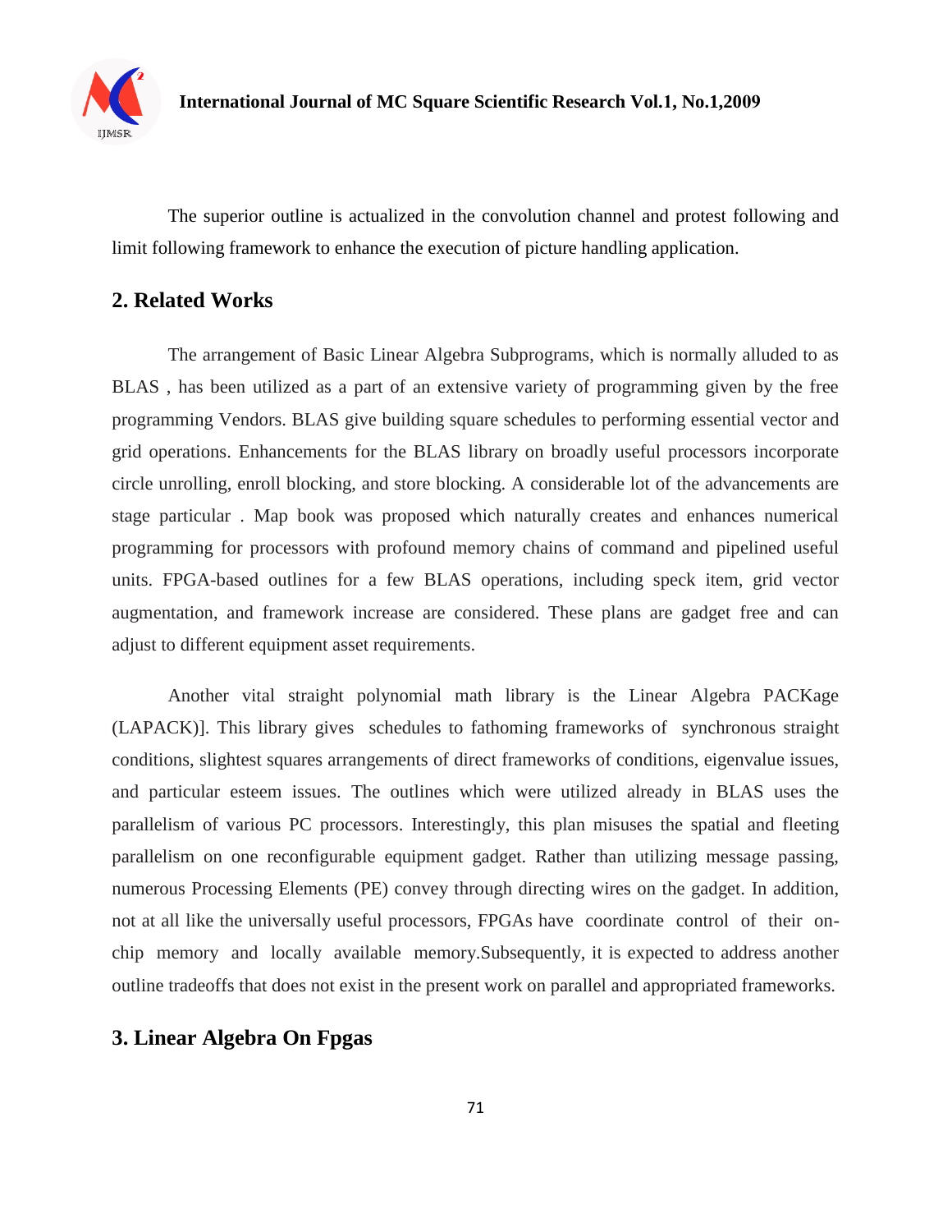The superior outline is actualized in the convolution channel and protest following and limit following framework to enhance the execution of picture handling application.

## 2. Related Works

The arrangement of Basic Linear Algebra Subprograms, which is normally alluded to as BLAS , has been utilized as a part of an extensive variety of programming given by the free programming Vendors. BLAS give building square schedules to performing essential vector and grid operations. Enhancements for the BLAS library on broadly useful processors incorporate circle unrolling, enroll blocking, and store blocking. A considerable lot of the advancements are stage particular . Map book was proposed which naturally creates and enhances numerical programming for processors with profound memory chains of command and pipelined useful units. FPGA-based outlines for a few BLAS operations, including speck item, grid vector augmentation, and framework increase are considered. These plans are gadget free and can adjust to different equipment asset requirements.

Another vital straight polynomial math library is the Linear Algebra PACKage (LAPACK)]. This library gives schedules to fathoming frameworks of synchronous straight conditions, slightest squares arrangements of direct frameworks of conditions, eigenvalue issues, and particular esteem issues. The outlines which were utilized already in BLAS uses the parallelism of various PC processors. Interestingly, this plan misuses the spatial and fleeting parallelism on one reconfigurable equipment gadget. Rather than utilizing message passing, numerous Processing Elements (PE) convey through directing wires on the gadget. In addition, not at all like the universally useful processors, FPGAs have coordinate control of their on-chip memory and locally available memory.Subsequently, it is expected to address another outline tradeoffs that does not exist in the present work on parallel and appropriated frameworks.

## 3. Linear Algebra On Fpgas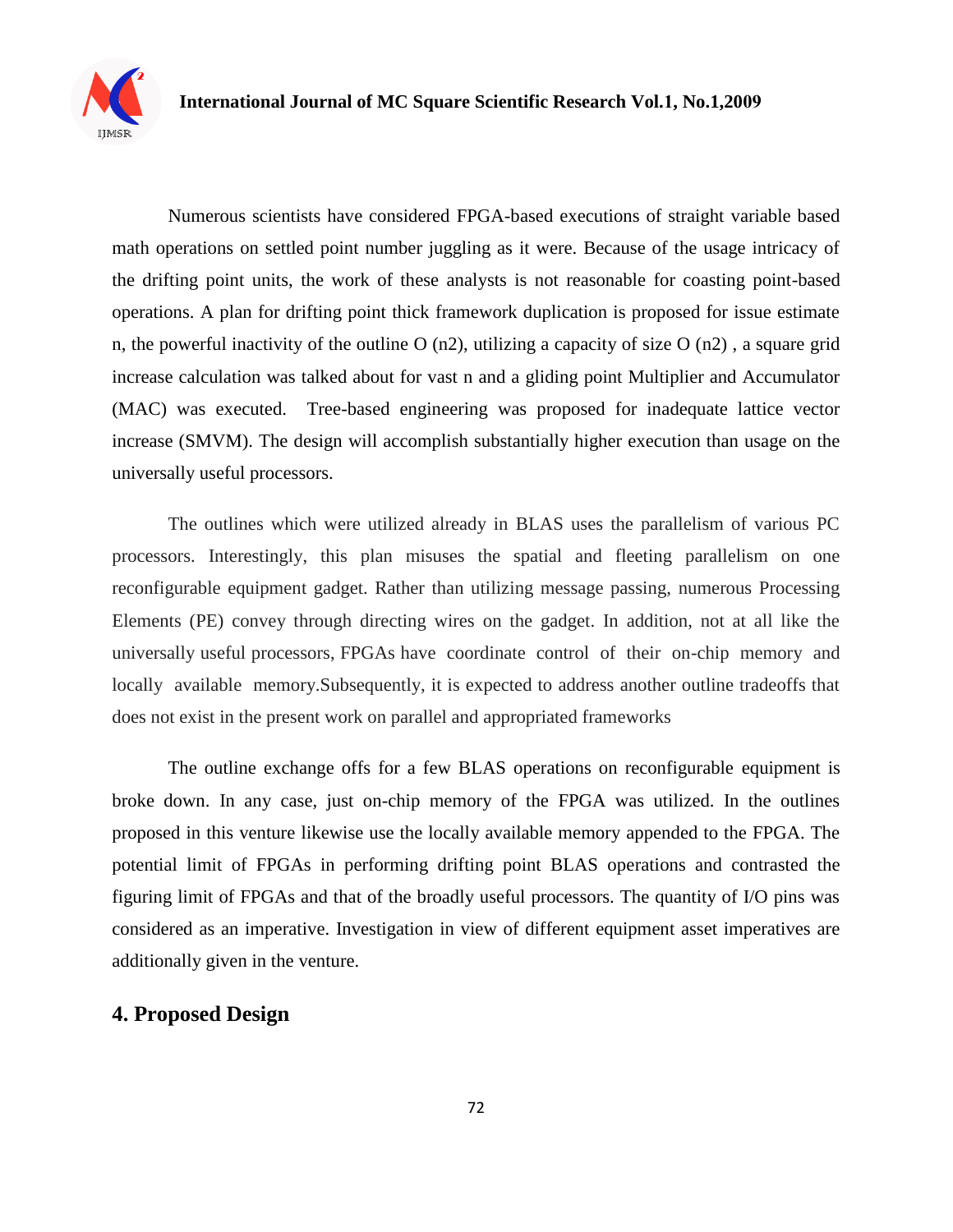Numerous scientists have considered FPGA-based executions of straight variable based math operations on settled point number juggling as it were. Because of the usage intricacy of the drifting point units, the work of these analysts is not reasonable for coasting point-based operations. A plan for drifting point thick framework duplication is proposed for issue estimate n, the powerful inactivity of the outline O (n2), utilizing a capacity of size O (n2) , a square grid increase calculation was talked about for vast n and a gliding point Multiplier and Accumulator (MAC) was executed. Tree-based engineering was proposed for inadequate lattice vector increase (SMVM). The design will accomplish substantially higher execution than usage on the universally useful processors.

The outlines which were utilized already in BLAS uses the parallelism of various PC processors. Interestingly, this plan misuses the spatial and fleeting parallelism on one reconfigurable equipment gadget. Rather than utilizing message passing, numerous Processing Elements (PE) convey through directing wires on the gadget. In addition, not at all like the universally useful processors, FPGAs have coordinate control of their on-chip memory and locally available memory.Subsequently, it is expected to address another outline tradeoffs that does not exist in the present work on parallel and appropriated frameworks

The outline exchange offs for a few BLAS operations on reconfigurable equipment is broke down. In any case, just on-chip memory of the FPGA was utilized. In the outlines proposed in this venture likewise use the locally available memory appended to the FPGA. The potential limit of FPGAs in performing drifting point BLAS operations and contrasted the figuring limit of FPGAs and that of the broadly useful processors. The quantity of I/O pins was considered as an imperative. Investigation in view of different equipment asset imperatives are additionally given in the venture.

## 4. Proposed Design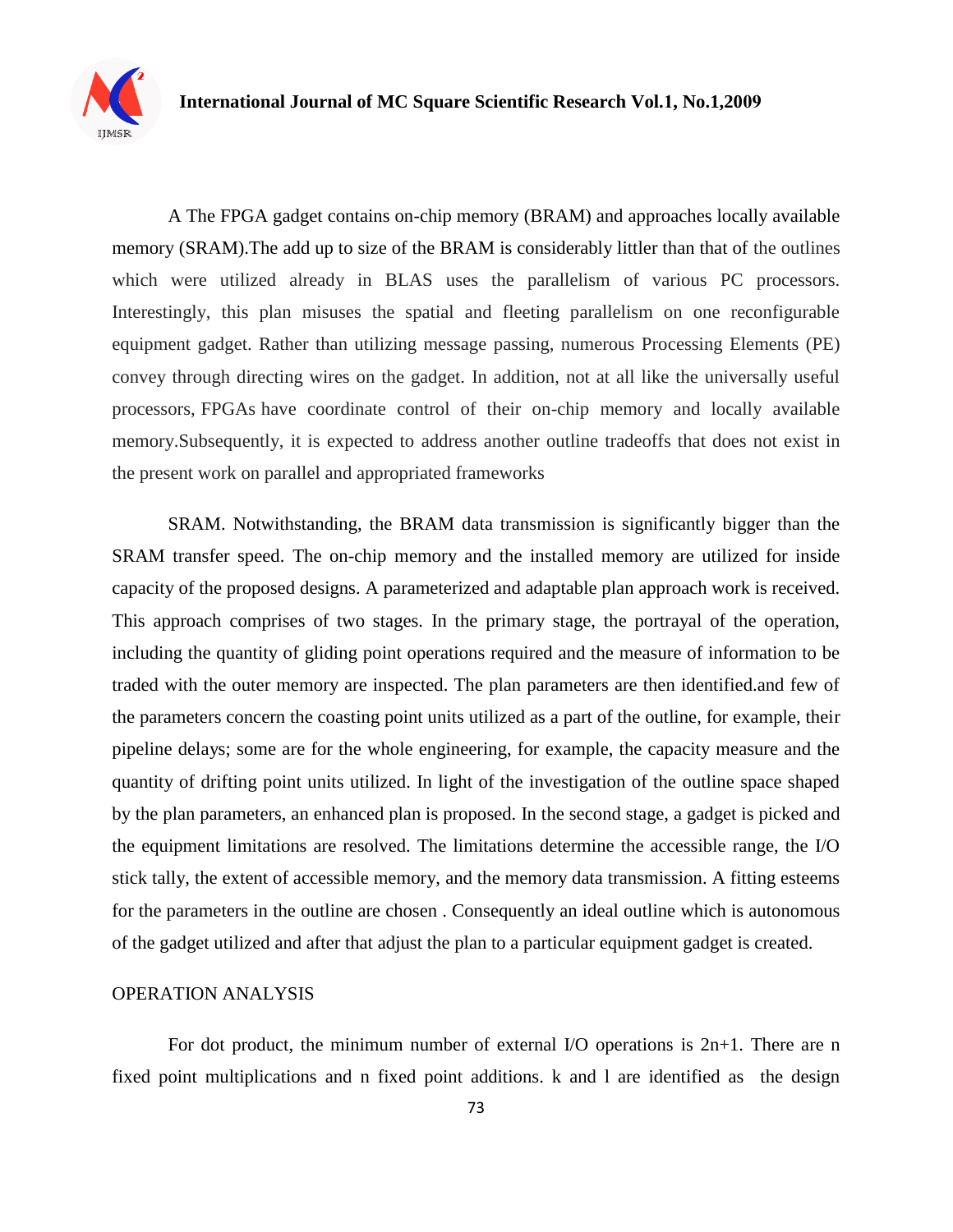A The FPGA gadget contains on-chip memory (BRAM) and approaches locally available memory (SRAM).The add up to size of the BRAM is considerably littler than that of the outlines which were utilized already in BLAS uses the parallelism of various PC processors. Interestingly, this plan misuses the spatial and fleeting parallelism on one reconfigurable equipment gadget. Rather than utilizing message passing, numerous Processing Elements (PE) convey through directing wires on the gadget. In addition, not at all like the universally useful processors, FPGAs have coordinate control of their on-chip memory and locally available memory.Subsequently, it is expected to address another outline tradeoffs that does not exist in the present work on parallel and appropriated frameworks

SRAM. Notwithstanding, the BRAM data transmission is significantly bigger than the SRAM transfer speed. The on-chip memory and the installed memory are utilized for inside capacity of the proposed designs. A parameterized and adaptable plan approach work is received. This approach comprises of two stages. In the primary stage, the portrayal of the operation, including the quantity of gliding point operations required and the measure of information to be traded with the outer memory are inspected. The plan parameters are then identified.and few of the parameters concern the coasting point units utilized as a part of the outline, for example, their pipeline delays; some are for the whole engineering, for example, the capacity measure and the quantity of drifting point units utilized. In light of the investigation of the outline space shaped by the plan parameters, an enhanced plan is proposed. In the second stage, a gadget is picked and the equipment limitations are resolved. The limitations determine the accessible range, the I/O stick tally, the extent of accessible memory, and the memory data transmission. A fitting esteems for the parameters in the outline are chosen . Consequently an ideal outline which is autonomous of the gadget utilized and after that adjust the plan to a particular equipment gadget is created.

## OPERATION ANALYSIS

For dot product, the minimum number of external I/O operations is $2n+1$. There are n fixed point multiplications and n fixed point additions. k and l are identified as the design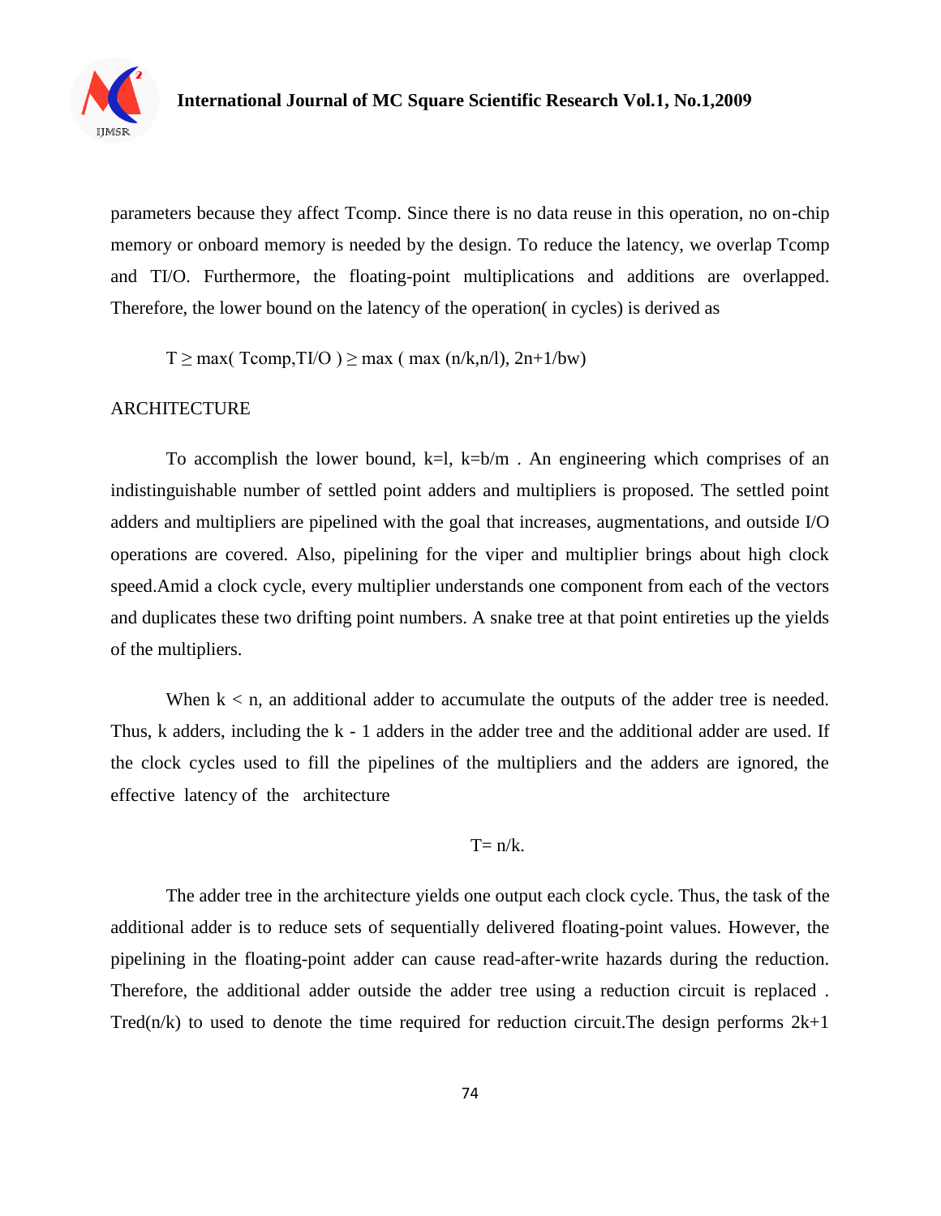parameters because they affect Tcomp. Since there is no data reuse in this operation, no on-chip memory or onboard memory is needed by the design. To reduce the latency, we overlap Tcomp and TI/O. Furthermore, the floating-point multiplications and additions are overlapped. Therefore, the lower bound on the latency of the operation( in cycles) is derived as

$$T \geq \max(\text{ Tcomp,TI/O }) \geq \max(\max(n/k,n/l), 2n+1/bw)$$

## ARCHITECTURE

To accomplish the lower bound, k=l, k=b/m . An engineering which comprises of an indistinguishable number of settled point adders and multipliers is proposed. The settled point adders and multipliers are pipelined with the goal that increases, augmentations, and outside I/O operations are covered. Also, pipelining for the viper and multiplier brings about high clock speed.Amid a clock cycle, every multiplier understands one component from each of the vectors and duplicates these two drifting point numbers. A snake tree at that point entireties up the yields of the multipliers.

When k < n, an additional adder to accumulate the outputs of the adder tree is needed. Thus, k adders, including the k - 1 adders in the adder tree and the additional adder are used. If the clock cycles used to fill the pipelines of the multipliers and the adders are ignored, the effective latency of the architecture

$$T = n/k.$$

The adder tree in the architecture yields one output each clock cycle. Thus, the task of the additional adder is to reduce sets of sequentially delivered floating-point values. However, the pipelining in the floating-point adder can cause read-after-write hazards during the reduction. Therefore, the additional adder outside the adder tree using a reduction circuit is replaced . Tred(n/k) to used to denote the time required for reduction circuit.The design performs 2k+1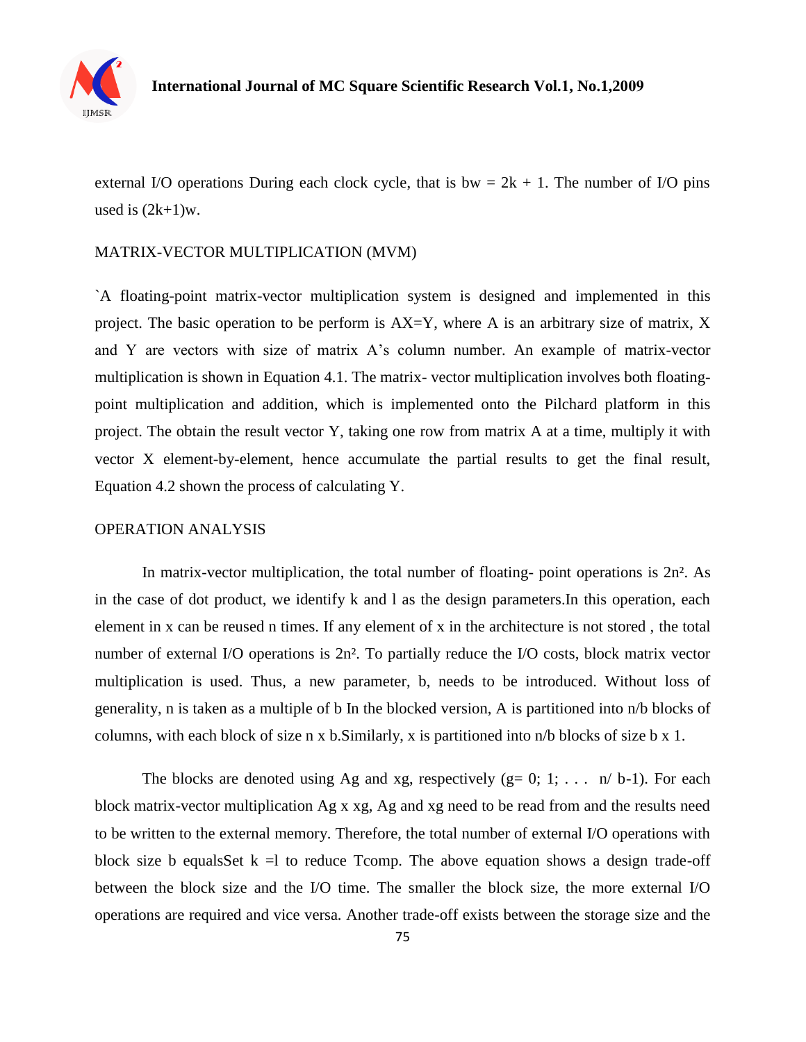external I/O operations During each clock cycle, that is $bw = 2k + 1$. The number of I/O pins used is $(2k+1)w$.

## MATRIX-VECTOR MULTIPLICATION (MVM)

`A floating-point matrix-vector multiplication system is designed and implemented in this project. The basic operation to be perform is AX=Y, where A is an arbitrary size of matrix, X and Y are vectors with size of matrix A's column number. An example of matrix-vector multiplication is shown in Equation 4.1. The matrix- vector multiplication involves both floating-point multiplication and addition, which is implemented onto the Pilchard platform in this project. The obtain the result vector Y, taking one row from matrix A at a time, multiply it with vector X element-by-element, hence accumulate the partial results to get the final result, Equation 4.2 shown the process of calculating Y.

## OPERATION ANALYSIS

In matrix-vector multiplication, the total number of floating- point operations is $2n^2$. As in the case of dot product, we identify k and l as the design parameters.In this operation, each element in x can be reused n times. If any element of x in the architecture is not stored , the total number of external I/O operations is $2n^2$. To partially reduce the I/O costs, block matrix vector multiplication is used. Thus, a new parameter, b, needs to be introduced. Without loss of generality, n is taken as a multiple of b In the blocked version, A is partitioned into n/b blocks of columns, with each block of size n x b.Similarly, x is partitioned into n/b blocks of size b x 1.

The blocks are denoted using Ag and xg, respectively (g= 0; 1; . . .  n/ b-1). For each block matrix-vector multiplication Ag x xg, Ag and xg need to be read from and the results need to be written to the external memory. Therefore, the total number of external I/O operations with block size b equalsSet k =l to reduce Tcomp. The above equation shows a design trade-off between the block size and the I/O time. The smaller the block size, the more external I/O operations are required and vice versa. Another trade-off exists between the storage size and the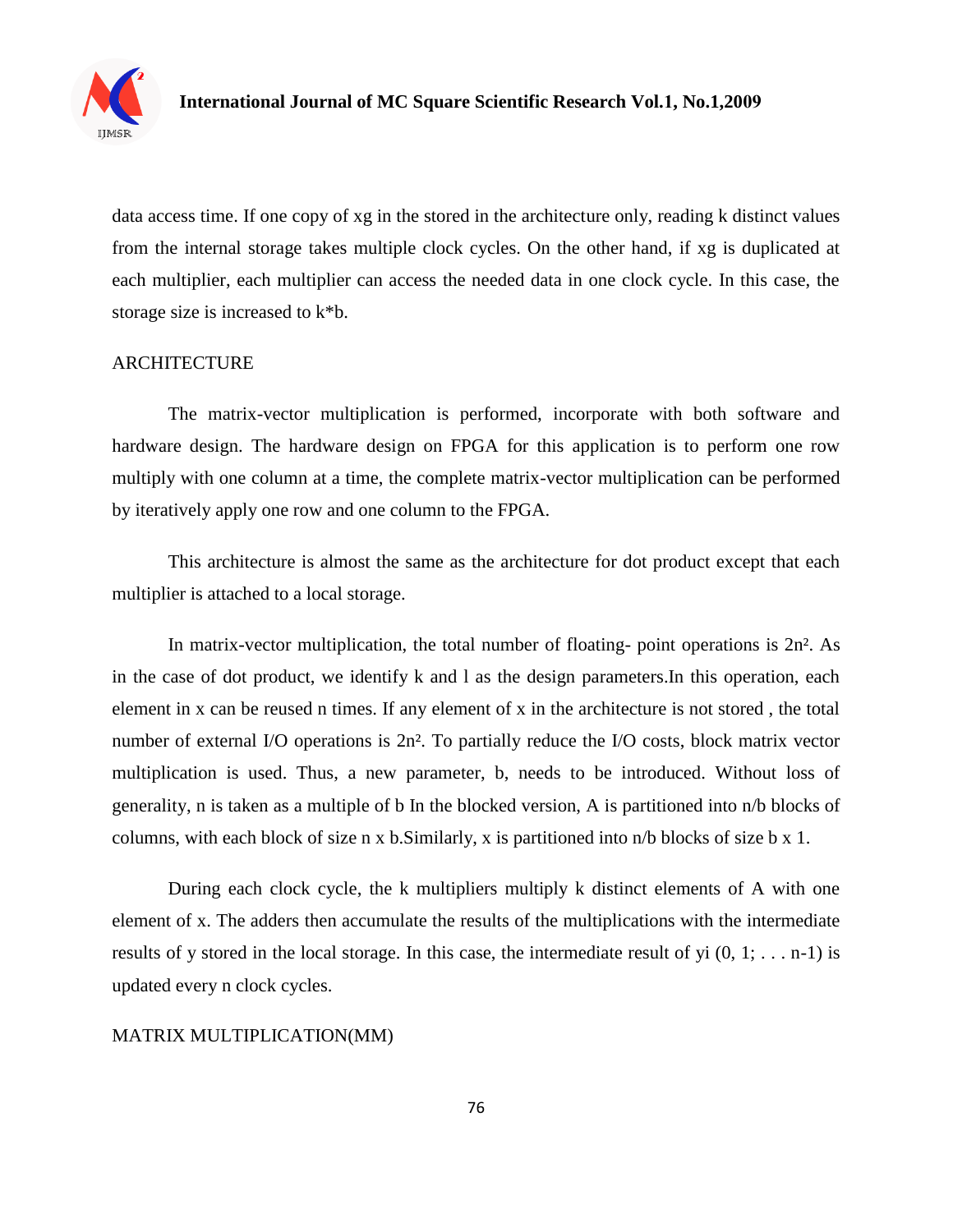data access time. If one copy of xg in the stored in the architecture only, reading k distinct values from the internal storage takes multiple clock cycles. On the other hand, if xg is duplicated at each multiplier, each multiplier can access the needed data in one clock cycle. In this case, the storage size is increased to k*b.

## ARCHITECTURE

The matrix-vector multiplication is performed, incorporate with both software and hardware design. The hardware design on FPGA for this application is to perform one row multiply with one column at a time, the complete matrix-vector multiplication can be performed by iteratively apply one row and one column to the FPGA.

This architecture is almost the same as the architecture for dot product except that each multiplier is attached to a local storage.

In matrix-vector multiplication, the total number of floating- point operations is $2n^2$. As in the case of dot product, we identify k and l as the design parameters.In this operation, each element in x can be reused n times. If any element of x in the architecture is not stored , the total number of external I/O operations is $2n^2$. To partially reduce the I/O costs, block matrix vector multiplication is used. Thus, a new parameter, b, needs to be introduced. Without loss of generality, n is taken as a multiple of b In the blocked version, A is partitioned into n/b blocks of columns, with each block of size n x b.Similarly, x is partitioned into n/b blocks of size b x 1.

During each clock cycle, the k multipliers multiply k distinct elements of A with one element of x. The adders then accumulate the results of the multiplications with the intermediate results of y stored in the local storage. In this case, the intermediate result of yi (0, 1; . . . n-1) is updated every n clock cycles.

## MATRIX MULTIPLICATION(MM)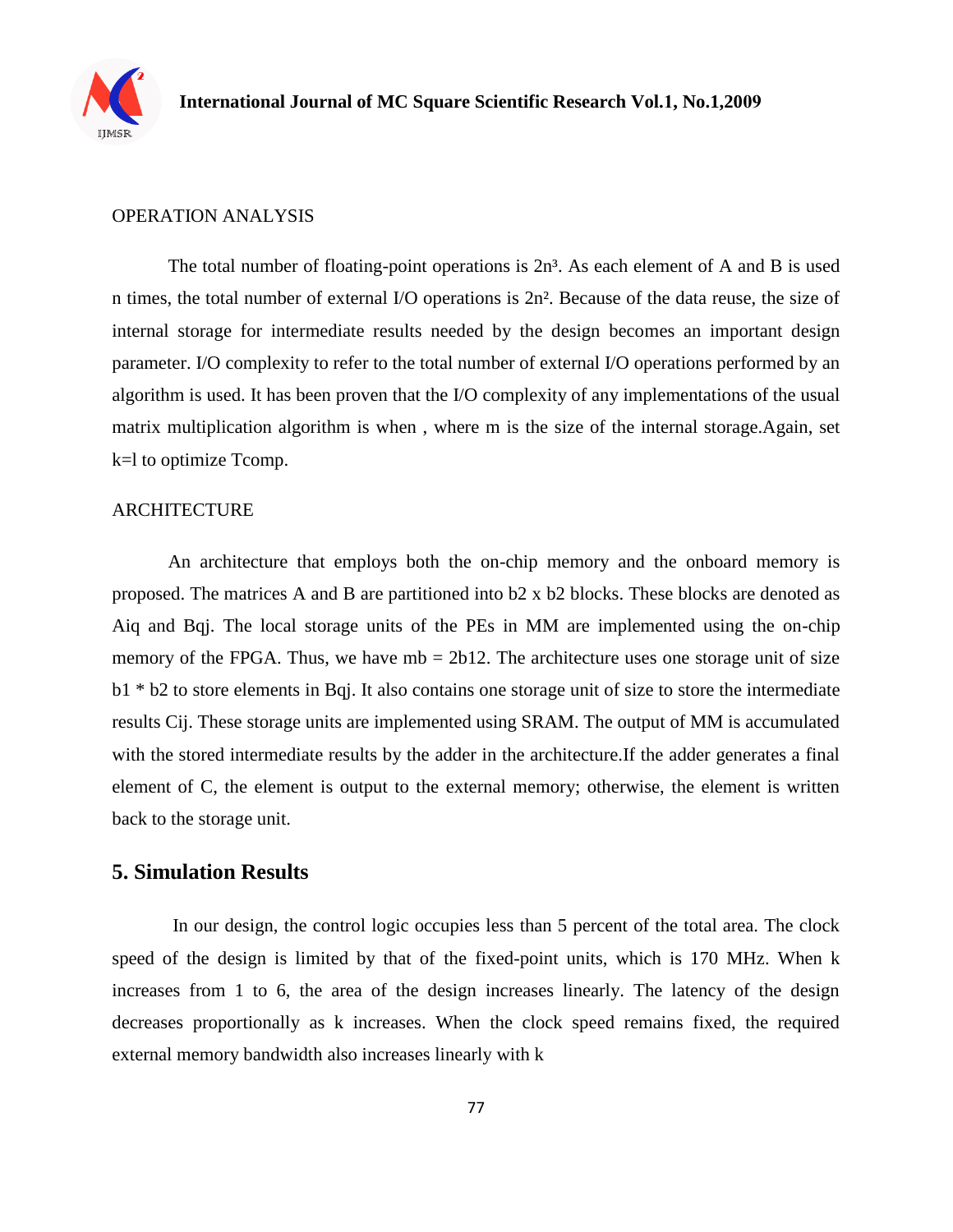OPERATION ANALYSIS

The total number of floating-point operations is $2n^3$. As each element of A and B is used n times, the total number of external I/O operations is $2n^2$. Because of the data reuse, the size of internal storage for intermediate results needed by the design becomes an important design parameter. I/O complexity to refer to the total number of external I/O operations performed by an algorithm is used. It has been proven that the I/O complexity of any implementations of the usual matrix multiplication algorithm is when , where m is the size of the internal storage.Again, set k=l to optimize Tcomp.

ARCHITECTURE

An architecture that employs both the on-chip memory and the onboard memory is proposed. The matrices A and B are partitioned into b2 x b2 blocks. These blocks are denoted as Aiq and Bqj. The local storage units of the PEs in MM are implemented using the on-chip memory of the FPGA. Thus, we have mb = 2b12. The architecture uses one storage unit of size b1 * b2 to store elements in Bqj. It also contains one storage unit of size to store the intermediate results Cij. These storage units are implemented using SRAM. The output of MM is accumulated with the stored intermediate results by the adder in the architecture.If the adder generates a final element of C, the element is output to the external memory; otherwise, the element is written back to the storage unit.

## 5. Simulation Results

In our design, the control logic occupies less than 5 percent of the total area. The clock speed of the design is limited by that of the fixed-point units, which is 170 MHz. When k increases from 1 to 6, the area of the design increases linearly. The latency of the design decreases proportionally as k increases. When the clock speed remains fixed, the required external memory bandwidth also increases linearly with k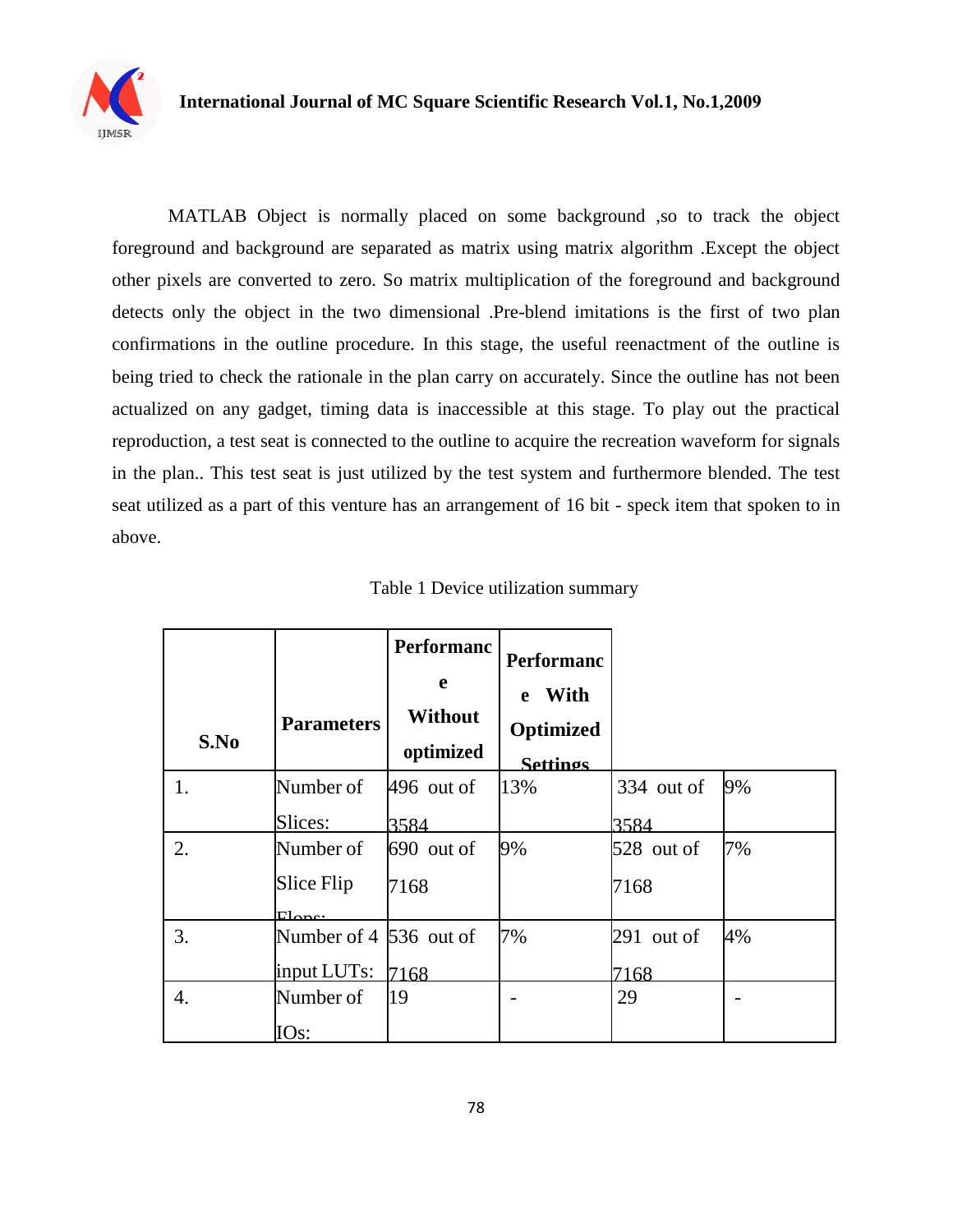MATLAB Object is normally placed on some background ,so to track the object foreground and background are separated as matrix using matrix algorithm .Except the object other pixels are converted to zero. So matrix multiplication of the foreground and background detects only the object in the two dimensional .Pre-blend imitations is the first of two plan confirmations in the outline procedure. In this stage, the useful reenactment of the outline is being tried to check the rationale in the plan carry on accurately. Since the outline has not been actualized on any gadget, timing data is inaccessible at this stage. To play out the practical reproduction, a test seat is connected to the outline to acquire the recreation waveform for signals in the plan.. This test seat is just utilized by the test system and furthermore blended. The test seat utilized as a part of this venture has an arrangement of 16 bit - speck item that spoken to in above.

Table 1 Device utilization summary

| S.No | Parameters | Performance Without optimized | | Performance With Optimized Settings | |
|---|---|---|---|---|---|
| 1. | Number of Slices: | 496 out of 3584 | 13% | 334 out of 3584 | 9% |
| 2. | Number of Slice Flip Flops: | 690 out of 7168 | 9% | 528 out of 7168 | 7% |
| 3. | Number of 4 input LUTs: | 536 out of 7168 | 7% | 291 out of 7168 | 4% |
| 4. | Number of IOs: | 19 | - | 29 | - |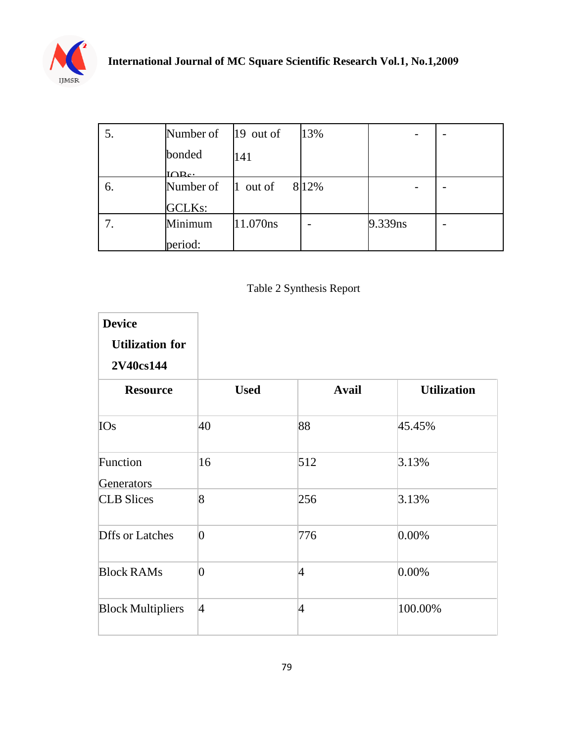| 5. | Number of bonded IOBs: | 19 out of 141 | 13% | - | - |
|---|---|---|---|---|---|
| 6. | Number of GCLKs: | 1 out of 8 | 12% | - | - |
| 7. | Minimum period: | 11.070ns | - | 9.339ns | - |

Table 2 Synthesis Report

| **Device Utilization for 2V40cs144** | | | |
|---|---|---|---|
| **Resource** | **Used** | **Avail** | **Utilization** |
| IOs | 40 | 88 | 45.45% |
| Function Generators | 16 | 512 | 3.13% |
| CLB Slices | 8 | 256 | 3.13% |
| Dffs or Latches | 0 | 776 | 0.00% |
| Block RAMs | 0 | 4 | 0.00% |
| Block Multipliers | 4 | 4 | 100.00% |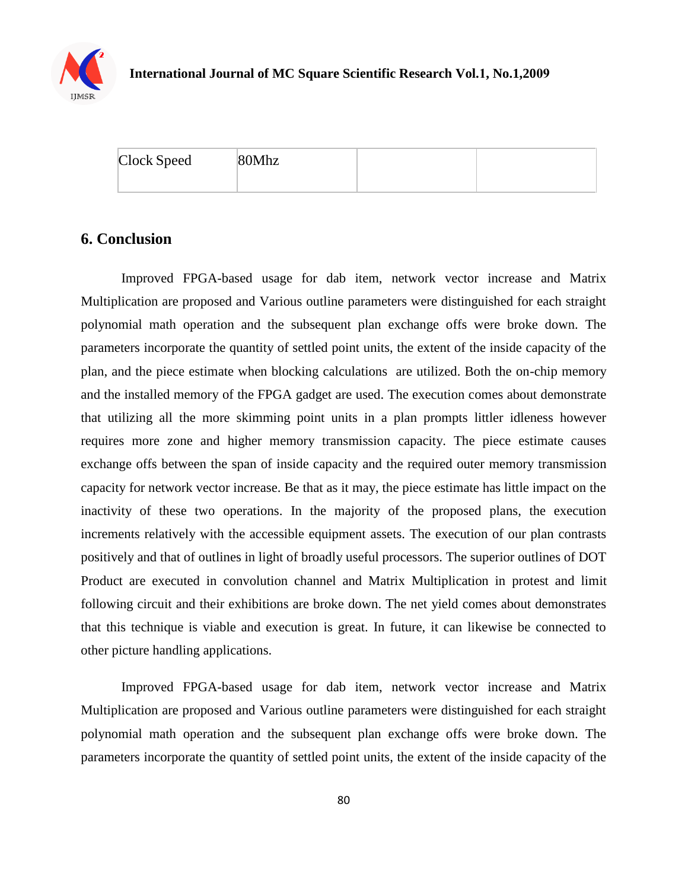| Clock Speed | 80Mhz | | |
|---|---|---|---|

## 6. Conclusion

Improved FPGA-based usage for dab item, network vector increase and Matrix Multiplication are proposed and Various outline parameters were distinguished for each straight polynomial math operation and the subsequent plan exchange offs were broke down. The parameters incorporate the quantity of settled point units, the extent of the inside capacity of the plan, and the piece estimate when blocking calculations are utilized. Both the on-chip memory and the installed memory of the FPGA gadget are used. The execution comes about demonstrate that utilizing all the more skimming point units in a plan prompts littler idleness however requires more zone and higher memory transmission capacity. The piece estimate causes exchange offs between the span of inside capacity and the required outer memory transmission capacity for network vector increase. Be that as it may, the piece estimate has little impact on the inactivity of these two operations. In the majority of the proposed plans, the execution increments relatively with the accessible equipment assets. The execution of our plan contrasts positively and that of outlines in light of broadly useful processors. The superior outlines of DOT Product are executed in convolution channel and Matrix Multiplication in protest and limit following circuit and their exhibitions are broke down. The net yield comes about demonstrates that this technique is viable and execution is great. In future, it can likewise be connected to other picture handling applications.

Improved FPGA-based usage for dab item, network vector increase and Matrix Multiplication are proposed and Various outline parameters were distinguished for each straight polynomial math operation and the subsequent plan exchange offs were broke down. The parameters incorporate the quantity of settled point units, the extent of the inside capacity of the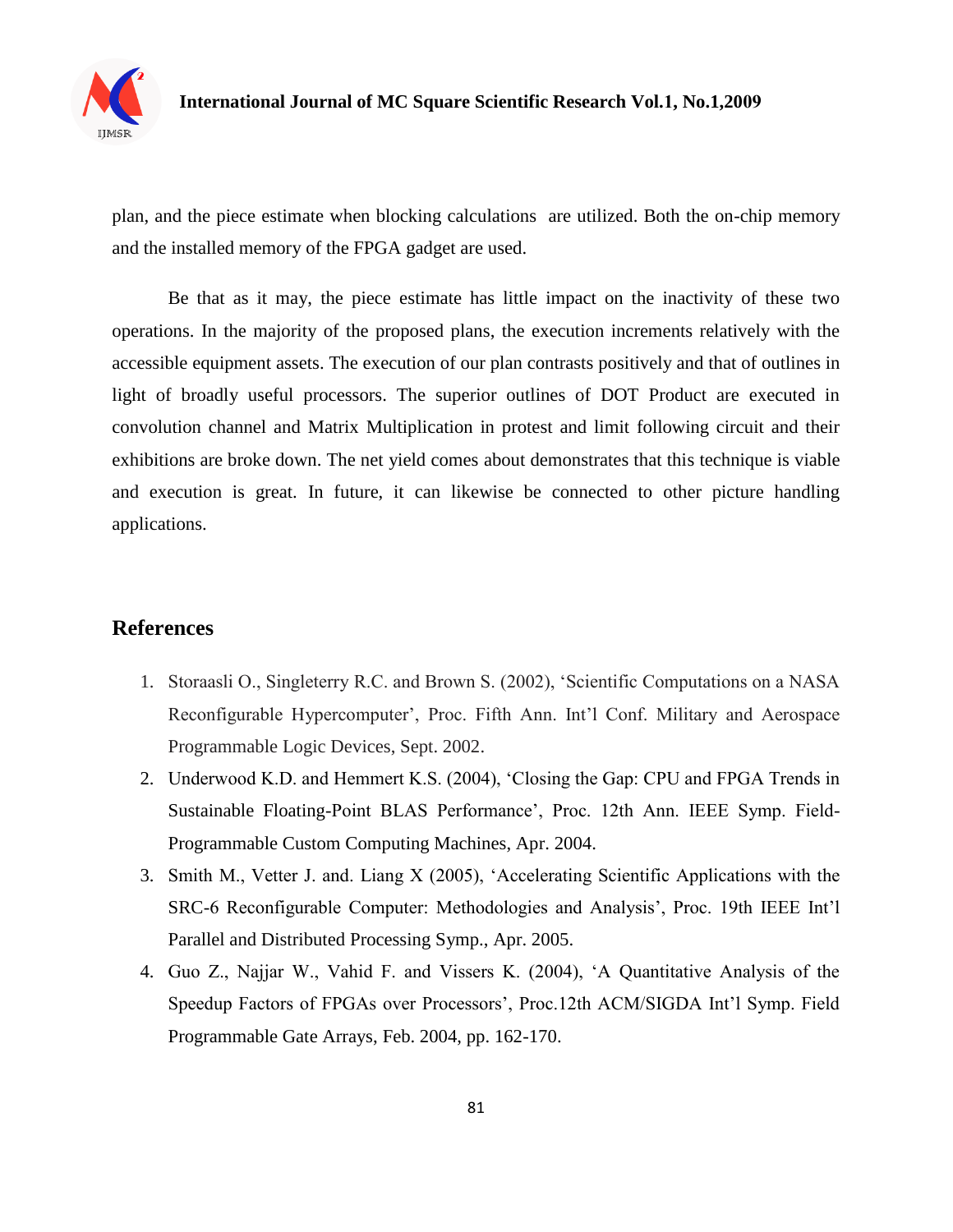plan, and the piece estimate when blocking calculations are utilized. Both the on-chip memory and the installed memory of the FPGA gadget are used.

Be that as it may, the piece estimate has little impact on the inactivity of these two operations. In the majority of the proposed plans, the execution increments relatively with the accessible equipment assets. The execution of our plan contrasts positively and that of outlines in light of broadly useful processors. The superior outlines of DOT Product are executed in convolution channel and Matrix Multiplication in protest and limit following circuit and their exhibitions are broke down. The net yield comes about demonstrates that this technique is viable and execution is great. In future, it can likewise be connected to other picture handling applications.

## References

1. Storaasli O., Singleterry R.C. and Brown S. (2002), 'Scientific Computations on a NASA Reconfigurable Hypercomputer', Proc. Fifth Ann. Int'l Conf. Military and Aerospace Programmable Logic Devices, Sept. 2002.
2. Underwood K.D. and Hemmert K.S. (2004), 'Closing the Gap: CPU and FPGA Trends in Sustainable Floating-Point BLAS Performance', Proc. 12th Ann. IEEE Symp. Field-Programmable Custom Computing Machines, Apr. 2004.
3. Smith M., Vetter J. and. Liang X (2005), 'Accelerating Scientific Applications with the SRC-6 Reconfigurable Computer: Methodologies and Analysis', Proc. 19th IEEE Int'l Parallel and Distributed Processing Symp., Apr. 2005.
4. Guo Z., Najjar W., Vahid F. and Vissers K. (2004), 'A Quantitative Analysis of the Speedup Factors of FPGAs over Processors', Proc.12th ACM/SIGDA Int'l Symp. Field Programmable Gate Arrays, Feb. 2004, pp. 162-170.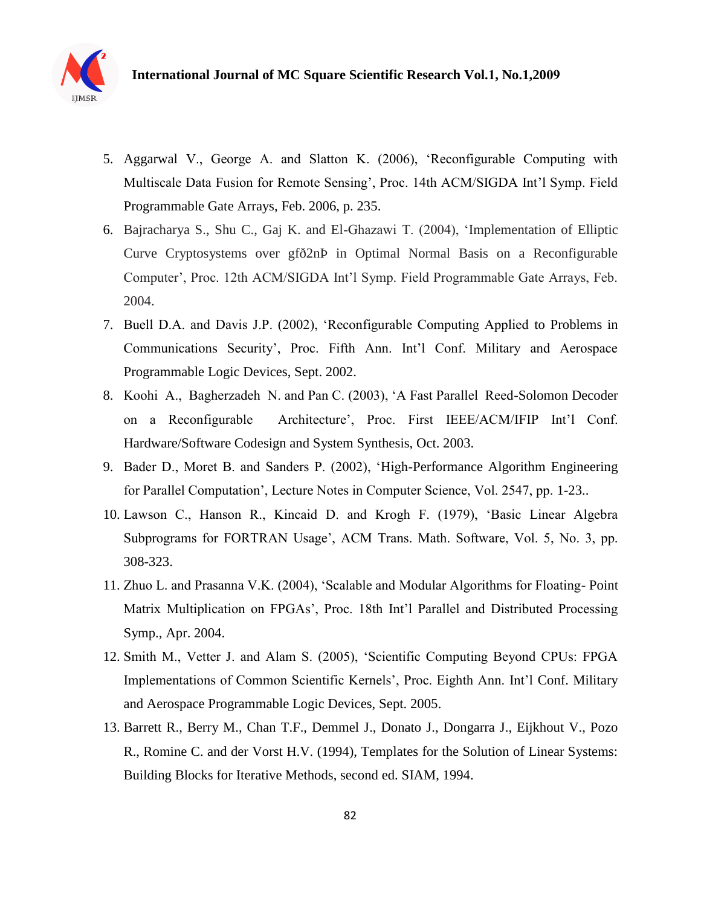5. Aggarwal V., George A. and Slatton K. (2006), 'Reconfigurable Computing with Multiscale Data Fusion for Remote Sensing', Proc. 14th ACM/SIGDA Int'l Symp. Field Programmable Gate Arrays, Feb. 2006, p. 235.
6. Bajracharya S., Shu C., Gaj K. and El-Ghazawi T. (2004), 'Implementation of Elliptic Curve Cryptosystems over gfð2nÞ in Optimal Normal Basis on a Reconfigurable Computer', Proc. 12th ACM/SIGDA Int'l Symp. Field Programmable Gate Arrays, Feb. 2004.
7. Buell D.A. and Davis J.P. (2002), 'Reconfigurable Computing Applied to Problems in Communications Security', Proc. Fifth Ann. Int'l Conf. Military and Aerospace Programmable Logic Devices, Sept. 2002.
8. Koohi A., Bagherzadeh N. and Pan C. (2003), 'A Fast Parallel Reed-Solomon Decoder on a Reconfigurable Architecture', Proc. First IEEE/ACM/IFIP Int'l Conf. Hardware/Software Codesign and System Synthesis, Oct. 2003.
9. Bader D., Moret B. and Sanders P. (2002), 'High-Performance Algorithm Engineering for Parallel Computation', Lecture Notes in Computer Science, Vol. 2547, pp. 1-23..
10. Lawson C., Hanson R., Kincaid D. and Krogh F. (1979), 'Basic Linear Algebra Subprograms for FORTRAN Usage', ACM Trans. Math. Software, Vol. 5, No. 3, pp. 308-323.
11. Zhuo L. and Prasanna V.K. (2004), 'Scalable and Modular Algorithms for Floating- Point Matrix Multiplication on FPGAs', Proc. 18th Int'l Parallel and Distributed Processing Symp., Apr. 2004.
12. Smith M., Vetter J. and Alam S. (2005), 'Scientific Computing Beyond CPUs: FPGA Implementations of Common Scientific Kernels', Proc. Eighth Ann. Int'l Conf. Military and Aerospace Programmable Logic Devices, Sept. 2005.
13. Barrett R., Berry M., Chan T.F., Demmel J., Donato J., Dongarra J., Eijkhout V., Pozo R., Romine C. and der Vorst H.V. (1994), Templates for the Solution of Linear Systems: Building Blocks for Iterative Methods, second ed. SIAM, 1994.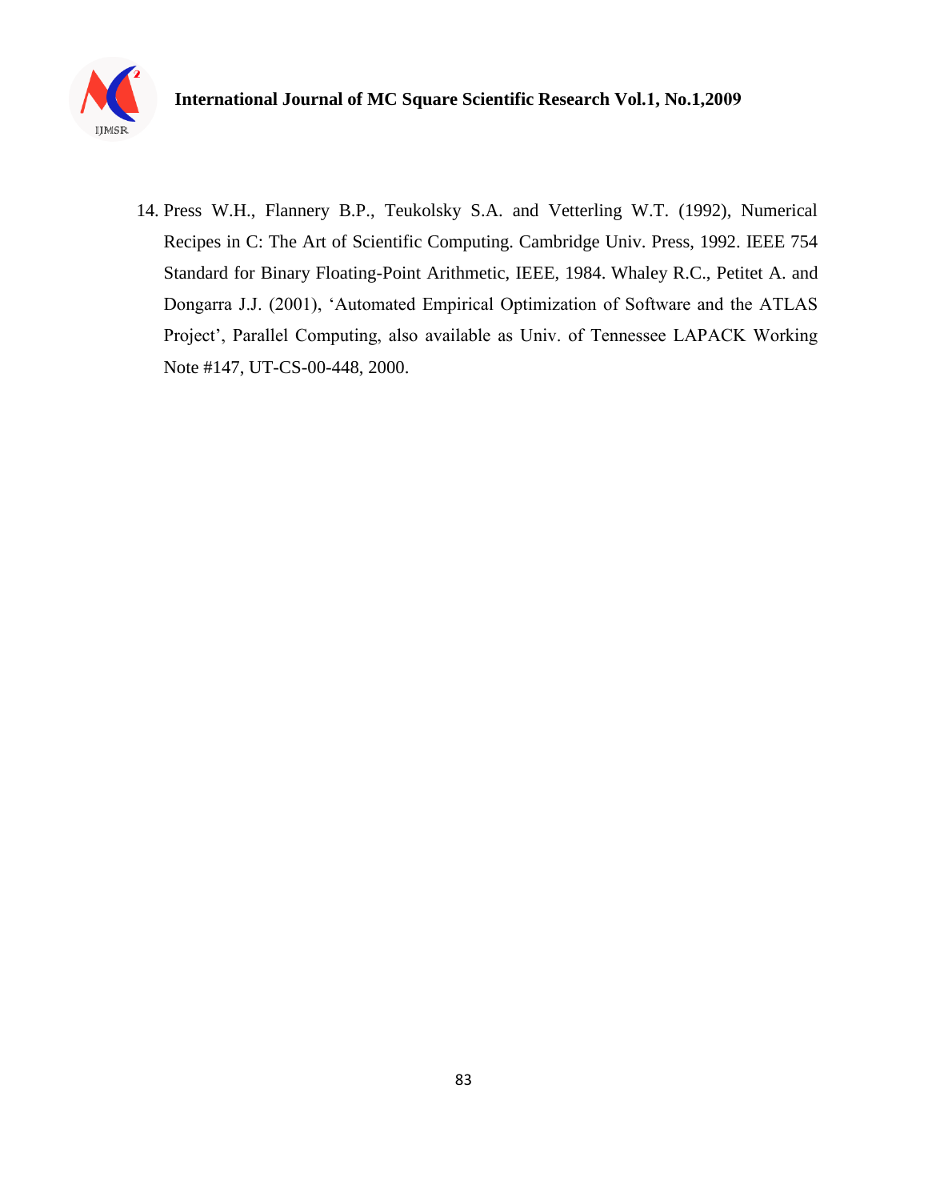14. Press W.H., Flannery B.P., Teukolsky S.A. and Vetterling W.T. (1992), Numerical Recipes in C: The Art of Scientific Computing. Cambridge Univ. Press, 1992. IEEE 754 Standard for Binary Floating-Point Arithmetic, IEEE, 1984. Whaley R.C., Petitet A. and Dongarra J.J. (2001), 'Automated Empirical Optimization of Software and the ATLAS Project', Parallel Computing, also available as Univ. of Tennessee LAPACK Working Note #147, UT-CS-00-448, 2000.